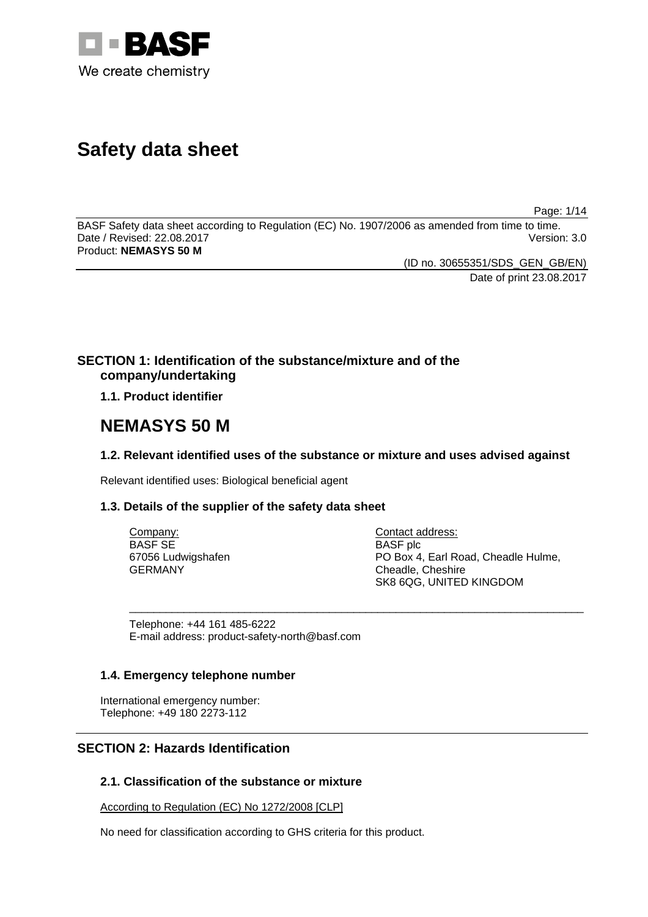# Safety data sheet

BASF Safety data sheet according to Regulation (EC) No. 1907/2006 as amended from time to time.
Date / Revised: 22.08.2017 Version: 3.0
Product: **NEMASYS 50 M**

(ID no. 30655351/SDS_GEN_GB/EN)
Date of print 23.08.2017

## SECTION 1: Identification of the substance/mixture and of the company/undertaking

### 1.1. Product identifier

# NEMASYS 50 M

### 1.2. Relevant identified uses of the substance or mixture and uses advised against

Relevant identified uses: Biological beneficial agent

### 1.3. Details of the supplier of the safety data sheet

Company:
BASF SE
67056 Ludwigshafen
GERMANY

Contact address:
BASF plc
PO Box 4, Earl Road, Cheadle Hulme,
Cheadle, Cheshire
SK8 6QG, UNITED KINGDOM

Telephone: +44 161 485-6222
E-mail address: product-safety-north@basf.com

### 1.4. Emergency telephone number

International emergency number:
Telephone: +49 180 2273-112

## SECTION 2: Hazards Identification

### 2.1. Classification of the substance or mixture

According to Regulation (EC) No 1272/2008 [CLP]

No need for classification according to GHS criteria for this product.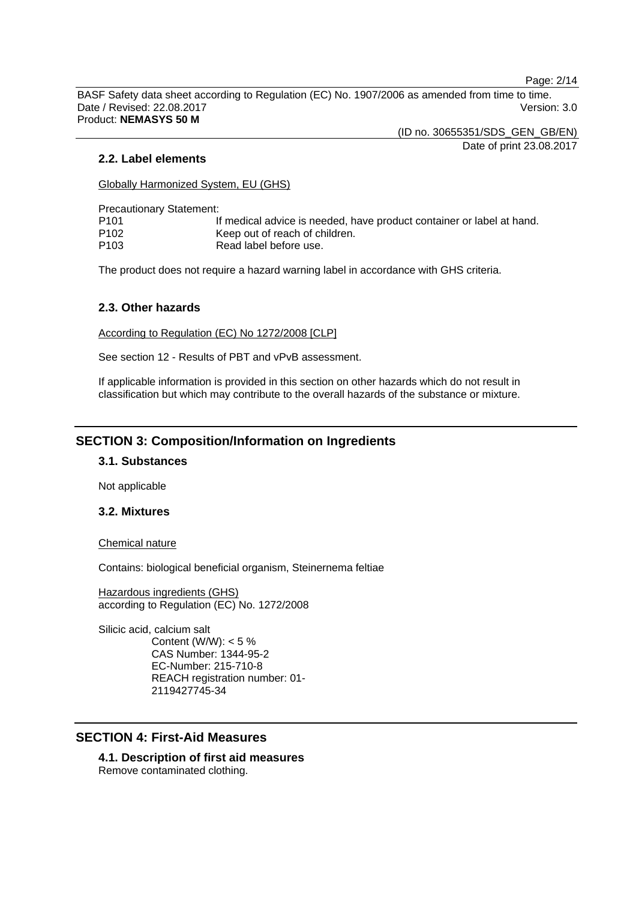### 2.2. Label elements

Globally Harmonized System, EU (GHS)

Precautionary Statement:

| | |
|---|---|
| P101 | If medical advice is needed, have product container or label at hand. |
| P102 | Keep out of reach of children. |
| P103 | Read label before use. |

The product does not require a hazard warning label in accordance with GHS criteria.

### 2.3. Other hazards

According to Regulation (EC) No 1272/2008 [CLP]

See section 12 - Results of PBT and vPvB assessment.

If applicable information is provided in this section on other hazards which do not result in classification but which may contribute to the overall hazards of the substance or mixture.

## SECTION 3: Composition/Information on Ingredients

### 3.1. Substances

Not applicable

### 3.2. Mixtures

Chemical nature

Contains: biological beneficial organism, Steinernema feltiae

Hazardous ingredients (GHS)
according to Regulation (EC) No. 1272/2008

Silicic acid, calcium salt
Content (W/W): < 5 %
CAS Number: 1344-95-2
EC-Number: 215-710-8
REACH registration number: 01-2119427745-34

## SECTION 4: First-Aid Measures

### 4.1. Description of first aid measures

Remove contaminated clothing.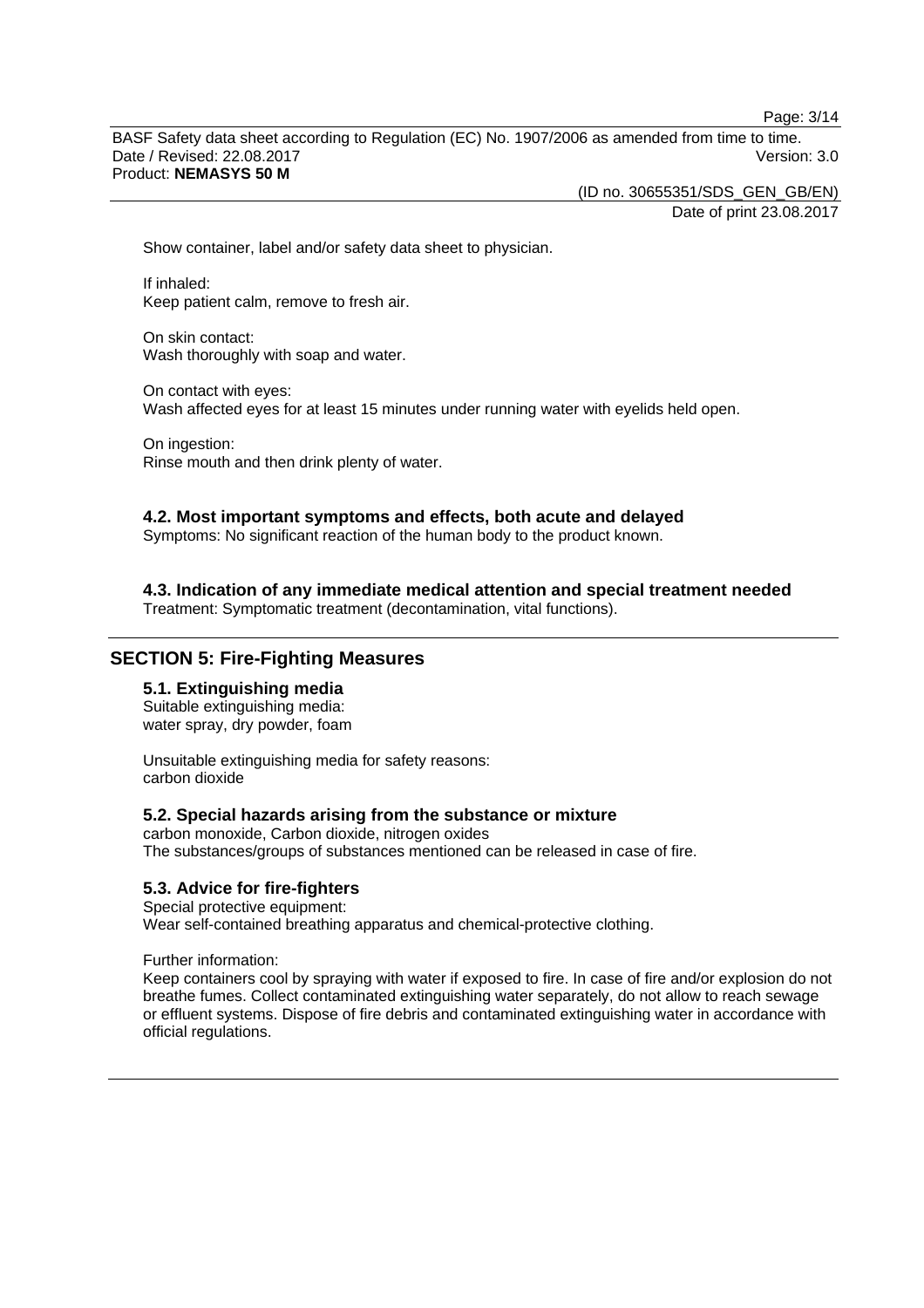Show container, label and/or safety data sheet to physician.

If inhaled:
Keep patient calm, remove to fresh air.

On skin contact:
Wash thoroughly with soap and water.

On contact with eyes:
Wash affected eyes for at least 15 minutes under running water with eyelids held open.

On ingestion:
Rinse mouth and then drink plenty of water.

### 4.2. Most important symptoms and effects, both acute and delayed

Symptoms: No significant reaction of the human body to the product known.

### 4.3. Indication of any immediate medical attention and special treatment needed

Treatment: Symptomatic treatment (decontamination, vital functions).

## SECTION 5: Fire-Fighting Measures

### 5.1. Extinguishing media

Suitable extinguishing media:
water spray, dry powder, foam

Unsuitable extinguishing media for safety reasons:
carbon dioxide

### 5.2. Special hazards arising from the substance or mixture

carbon monoxide, Carbon dioxide, nitrogen oxides
The substances/groups of substances mentioned can be released in case of fire.

### 5.3. Advice for fire-fighters

Special protective equipment:
Wear self-contained breathing apparatus and chemical-protective clothing.

Further information:
Keep containers cool by spraying with water if exposed to fire. In case of fire and/or explosion do not breathe fumes. Collect contaminated extinguishing water separately, do not allow to reach sewage or effluent systems. Dispose of fire debris and contaminated extinguishing water in accordance with official regulations.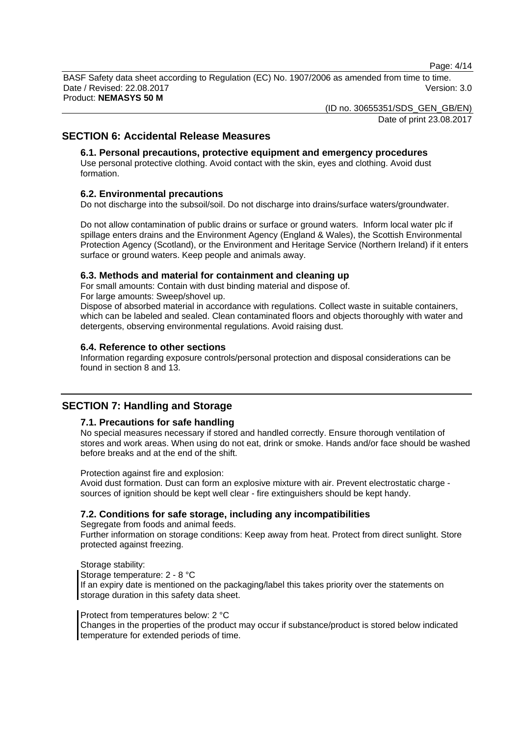## SECTION 6: Accidental Release Measures

### 6.1. Personal precautions, protective equipment and emergency procedures

Use personal protective clothing. Avoid contact with the skin, eyes and clothing. Avoid dust formation.

### 6.2. Environmental precautions

Do not discharge into the subsoil/soil. Do not discharge into drains/surface waters/groundwater.

Do not allow contamination of public drains or surface or ground waters. Inform local water plc if spillage enters drains and the Environment Agency (England & Wales), the Scottish Environmental Protection Agency (Scotland), or the Environment and Heritage Service (Northern Ireland) if it enters surface or ground waters. Keep people and animals away.

### 6.3. Methods and material for containment and cleaning up

For small amounts: Contain with dust binding material and dispose of.
For large amounts: Sweep/shovel up.
Dispose of absorbed material in accordance with regulations. Collect waste in suitable containers, which can be labeled and sealed. Clean contaminated floors and objects thoroughly with water and detergents, observing environmental regulations. Avoid raising dust.

### 6.4. Reference to other sections

Information regarding exposure controls/personal protection and disposal considerations can be found in section 8 and 13.

## SECTION 7: Handling and Storage

### 7.1. Precautions for safe handling

No special measures necessary if stored and handled correctly. Ensure thorough ventilation of stores and work areas. When using do not eat, drink or smoke. Hands and/or face should be washed before breaks and at the end of the shift.

Protection against fire and explosion:
Avoid dust formation. Dust can form an explosive mixture with air. Prevent electrostatic charge - sources of ignition should be kept well clear - fire extinguishers should be kept handy.

### 7.2. Conditions for safe storage, including any incompatibilities

Segregate from foods and animal feeds.
Further information on storage conditions: Keep away from heat. Protect from direct sunlight. Store protected against freezing.

Storage stability:
Storage temperature: 2 - 8 °C
If an expiry date is mentioned on the packaging/label this takes priority over the statements on storage duration in this safety data sheet.

Protect from temperatures below: 2 °C
Changes in the properties of the product may occur if substance/product is stored below indicated temperature for extended periods of time.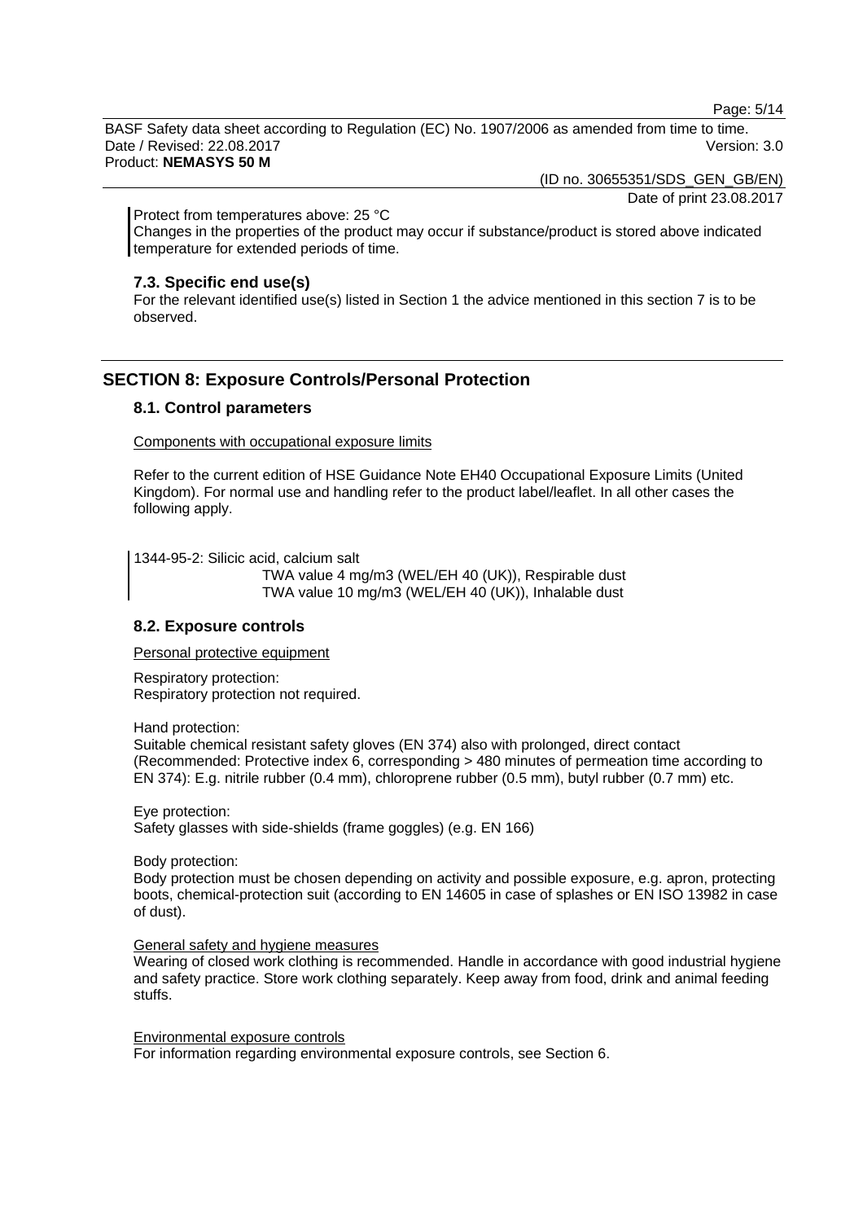Protect from temperatures above: 25 °C
Changes in the properties of the product may occur if substance/product is stored above indicated temperature for extended periods of time.

### 7.3. Specific end use(s)

For the relevant identified use(s) listed in Section 1 the advice mentioned in this section 7 is to be observed.

## SECTION 8: Exposure Controls/Personal Protection

### 8.1. Control parameters

Components with occupational exposure limits

Refer to the current edition of HSE Guidance Note EH40 Occupational Exposure Limits (United Kingdom). For normal use and handling refer to the product label/leaflet. In all other cases the following apply.

1344-95-2: Silicic acid, calcium salt
TWA value 4 mg/m3 (WEL/EH 40 (UK)), Respirable dust
TWA value 10 mg/m3 (WEL/EH 40 (UK)), Inhalable dust

### 8.2. Exposure controls

Personal protective equipment

Respiratory protection:
Respiratory protection not required.

Hand protection:
Suitable chemical resistant safety gloves (EN 374) also with prolonged, direct contact (Recommended: Protective index 6, corresponding > 480 minutes of permeation time according to EN 374): E.g. nitrile rubber (0.4 mm), chloroprene rubber (0.5 mm), butyl rubber (0.7 mm) etc.

Eye protection:
Safety glasses with side-shields (frame goggles) (e.g. EN 166)

Body protection:
Body protection must be chosen depending on activity and possible exposure, e.g. apron, protecting boots, chemical-protection suit (according to EN 14605 in case of splashes or EN ISO 13982 in case of dust).

General safety and hygiene measures
Wearing of closed work clothing is recommended. Handle in accordance with good industrial hygiene and safety practice. Store work clothing separately. Keep away from food, drink and animal feeding stuffs.

Environmental exposure controls
For information regarding environmental exposure controls, see Section 6.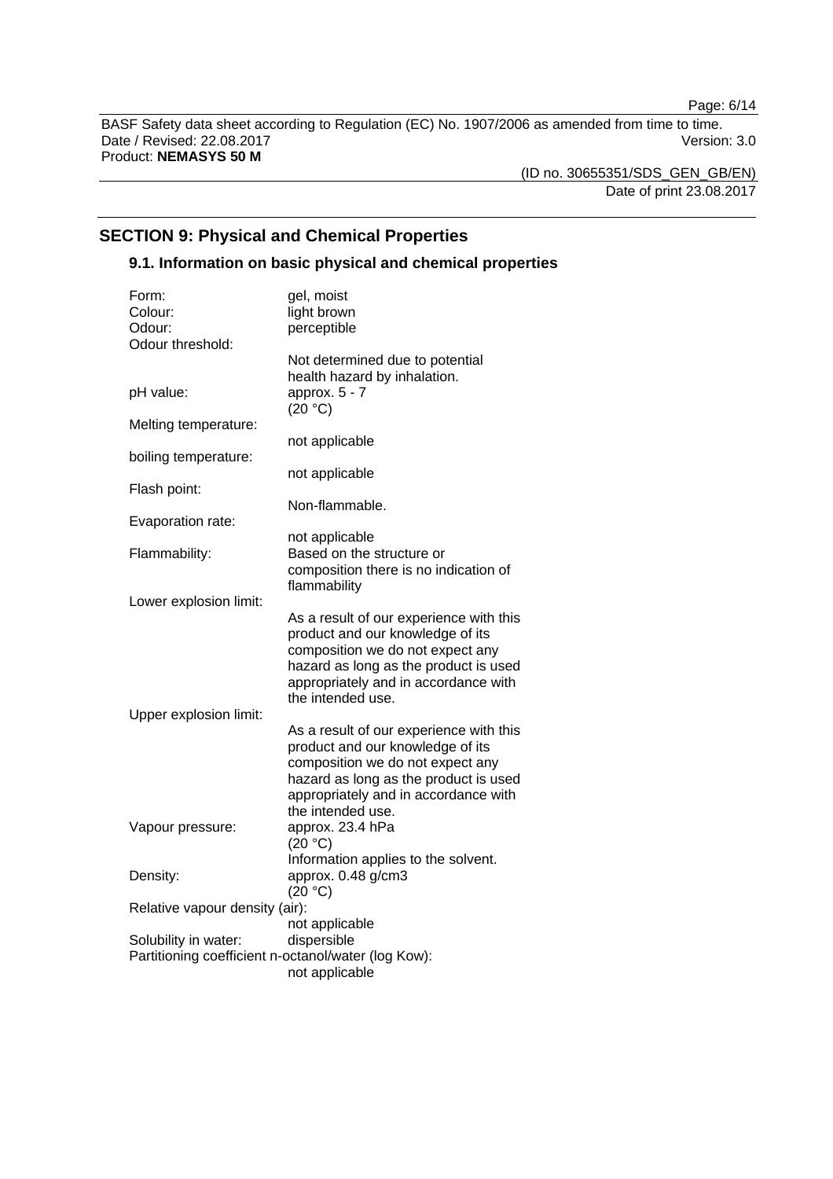## SECTION 9: Physical and Chemical Properties

### 9.1. Information on basic physical and chemical properties

| | |
|---|---|
| Form: | gel, moist |
| Colour: | light brown |
| Odour: | perceptible |
| Odour threshold: | Not determined due to potential health hazard by inhalation. |
| pH value: | approx. 5 - 7 (20 °C) |
| Melting temperature: | not applicable |
| boiling temperature: | not applicable |
| Flash point: | Non-flammable. |
| Evaporation rate: | not applicable |
| Flammability: | Based on the structure or composition there is no indication of flammability |
| Lower explosion limit: | As a result of our experience with this product and our knowledge of its composition we do not expect any hazard as long as the product is used appropriately and in accordance with the intended use. |
| Upper explosion limit: | As a result of our experience with this product and our knowledge of its composition we do not expect any hazard as long as the product is used appropriately and in accordance with the intended use. |
| Vapour pressure: | approx. 23.4 hPa (20 °C) Information applies to the solvent. |
| Density: | approx. 0.48 g/cm3 (20 °C) |
| Relative vapour density (air): | not applicable |
| Solubility in water: | dispersible |
| Partitioning coefficient n-octanol/water (log Kow): | not applicable |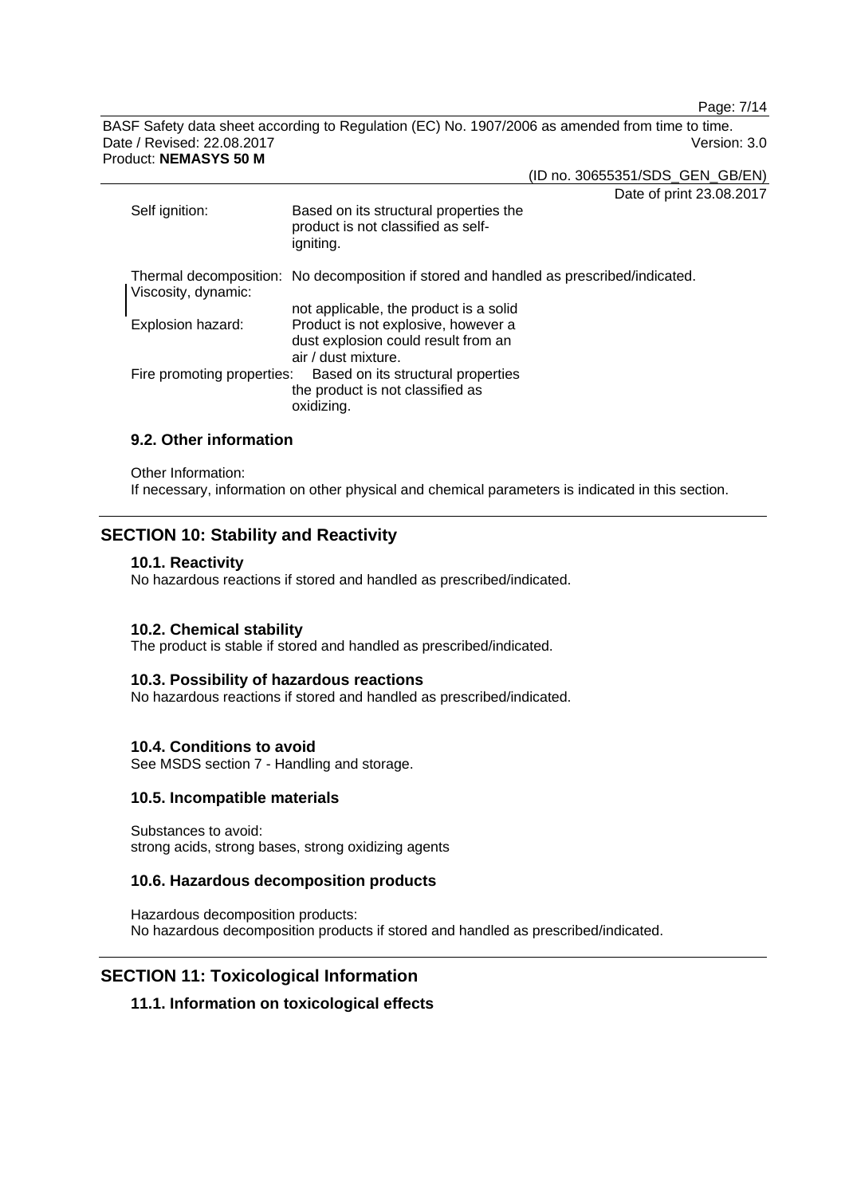Self ignition: Based on its structural properties the product is not classified as self-igniting.

Thermal decomposition: No decomposition if stored and handled as prescribed/indicated.

Viscosity, dynamic: not applicable, the product is a solid

Explosion hazard: Product is not explosive, however a dust explosion could result from an air / dust mixture.

Fire promoting properties: Based on its structural properties the product is not classified as oxidizing.

### 9.2. Other information

Other Information:
If necessary, information on other physical and chemical parameters is indicated in this section.

## SECTION 10: Stability and Reactivity

### 10.1. Reactivity

No hazardous reactions if stored and handled as prescribed/indicated.

### 10.2. Chemical stability

The product is stable if stored and handled as prescribed/indicated.

### 10.3. Possibility of hazardous reactions

No hazardous reactions if stored and handled as prescribed/indicated.

### 10.4. Conditions to avoid

See MSDS section 7 - Handling and storage.

### 10.5. Incompatible materials

Substances to avoid:
strong acids, strong bases, strong oxidizing agents

### 10.6. Hazardous decomposition products

Hazardous decomposition products:
No hazardous decomposition products if stored and handled as prescribed/indicated.

## SECTION 11: Toxicological Information

### 11.1. Information on toxicological effects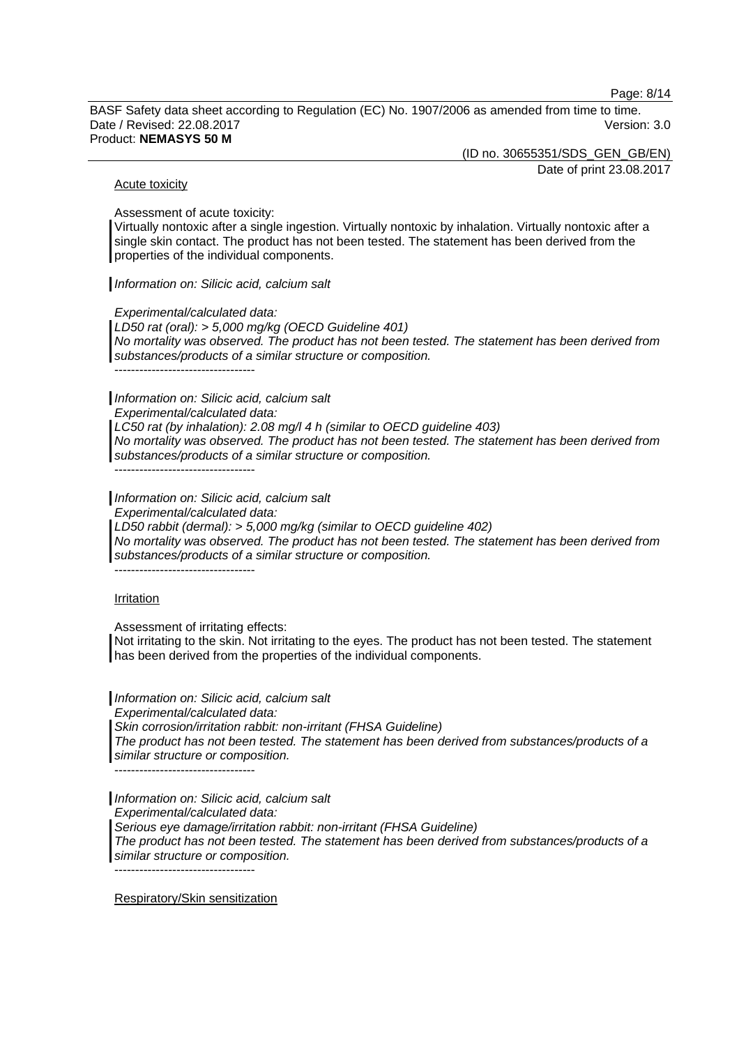Acute toxicity

Assessment of acute toxicity:
Virtually nontoxic after a single ingestion. Virtually nontoxic by inhalation. Virtually nontoxic after a single skin contact. The product has not been tested. The statement has been derived from the properties of the individual components.

*Information on: Silicic acid, calcium salt*

*Experimental/calculated data:*
*LD50 rat (oral): > 5,000 mg/kg (OECD Guideline 401)*
*No mortality was observed. The product has not been tested. The statement has been derived from substances/products of a similar structure or composition.*
----------------------------------

*Information on: Silicic acid, calcium salt*
*Experimental/calculated data:*
*LC50 rat (by inhalation): 2.08 mg/l 4 h (similar to OECD guideline 403)*
*No mortality was observed. The product has not been tested. The statement has been derived from substances/products of a similar structure or composition.*
----------------------------------

*Information on: Silicic acid, calcium salt*
*Experimental/calculated data:*
*LD50 rabbit (dermal): > 5,000 mg/kg (similar to OECD guideline 402)*
*No mortality was observed. The product has not been tested. The statement has been derived from substances/products of a similar structure or composition.*
----------------------------------

Irritation

Assessment of irritating effects:
Not irritating to the skin. Not irritating to the eyes. The product has not been tested. The statement has been derived from the properties of the individual components.

*Information on: Silicic acid, calcium salt*
*Experimental/calculated data:*
*Skin corrosion/irritation rabbit: non-irritant (FHSA Guideline)*
*The product has not been tested. The statement has been derived from substances/products of a similar structure or composition.*
----------------------------------

*Information on: Silicic acid, calcium salt*
*Experimental/calculated data:*
*Serious eye damage/irritation rabbit: non-irritant (FHSA Guideline)*
*The product has not been tested. The statement has been derived from substances/products of a similar structure or composition.*
----------------------------------

Respiratory/Skin sensitization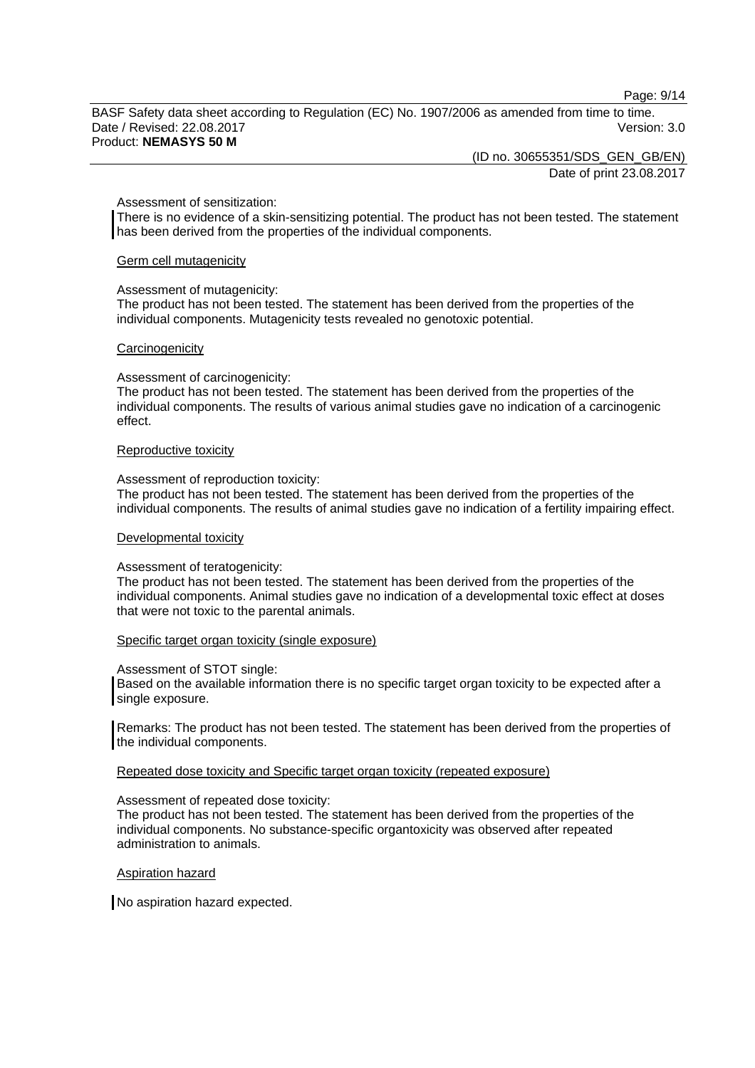Assessment of sensitization:
There is no evidence of a skin-sensitizing potential. The product has not been tested. The statement has been derived from the properties of the individual components.

Germ cell mutagenicity

Assessment of mutagenicity:
The product has not been tested. The statement has been derived from the properties of the individual components. Mutagenicity tests revealed no genotoxic potential.

Carcinogenicity

Assessment of carcinogenicity:
The product has not been tested. The statement has been derived from the properties of the individual components. The results of various animal studies gave no indication of a carcinogenic effect.

Reproductive toxicity

Assessment of reproduction toxicity:
The product has not been tested. The statement has been derived from the properties of the individual components. The results of animal studies gave no indication of a fertility impairing effect.

Developmental toxicity

Assessment of teratogenicity:
The product has not been tested. The statement has been derived from the properties of the individual components. Animal studies gave no indication of a developmental toxic effect at doses that were not toxic to the parental animals.

Specific target organ toxicity (single exposure)

Assessment of STOT single:
Based on the available information there is no specific target organ toxicity to be expected after a single exposure.

Remarks: The product has not been tested. The statement has been derived from the properties of the individual components.

Repeated dose toxicity and Specific target organ toxicity (repeated exposure)

Assessment of repeated dose toxicity:
The product has not been tested. The statement has been derived from the properties of the individual components. No substance-specific organtoxicity was observed after repeated administration to animals.

Aspiration hazard

No aspiration hazard expected.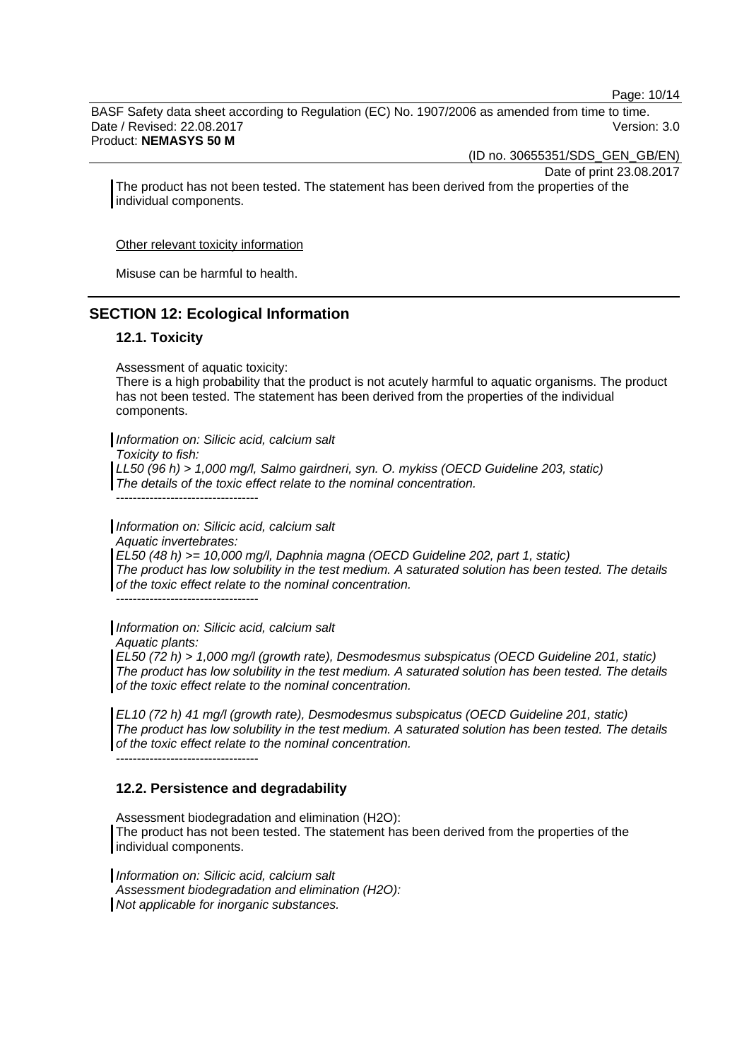The product has not been tested. The statement has been derived from the properties of the individual components.

Other relevant toxicity information

Misuse can be harmful to health.

## SECTION 12: Ecological Information

### 12.1. Toxicity

Assessment of aquatic toxicity:
There is a high probability that the product is not acutely harmful to aquatic organisms. The product has not been tested. The statement has been derived from the properties of the individual components.

*Information on: Silicic acid, calcium salt*
*Toxicity to fish:*
*LL50 (96 h) > 1,000 mg/l, Salmo gairdneri, syn. O. mykiss (OECD Guideline 203, static)*
*The details of the toxic effect relate to the nominal concentration.*
----------------------------------

*Information on: Silicic acid, calcium salt*
*Aquatic invertebrates:*
*EL50 (48 h) >= 10,000 mg/l, Daphnia magna (OECD Guideline 202, part 1, static)*
*The product has low solubility in the test medium. A saturated solution has been tested. The details of the toxic effect relate to the nominal concentration.*
----------------------------------

*Information on: Silicic acid, calcium salt*
*Aquatic plants:*
*EL50 (72 h) > 1,000 mg/l (growth rate), Desmodesmus subspicatus (OECD Guideline 201, static)*
*The product has low solubility in the test medium. A saturated solution has been tested. The details of the toxic effect relate to the nominal concentration.*

*EL10 (72 h) 41 mg/l (growth rate), Desmodesmus subspicatus (OECD Guideline 201, static)*
*The product has low solubility in the test medium. A saturated solution has been tested. The details of the toxic effect relate to the nominal concentration.*
----------------------------------

### 12.2. Persistence and degradability

Assessment biodegradation and elimination ($H_2O$):
The product has not been tested. The statement has been derived from the properties of the individual components.

*Information on: Silicic acid, calcium salt*
*Assessment biodegradation and elimination ($H_2O$):*
*Not applicable for inorganic substances.*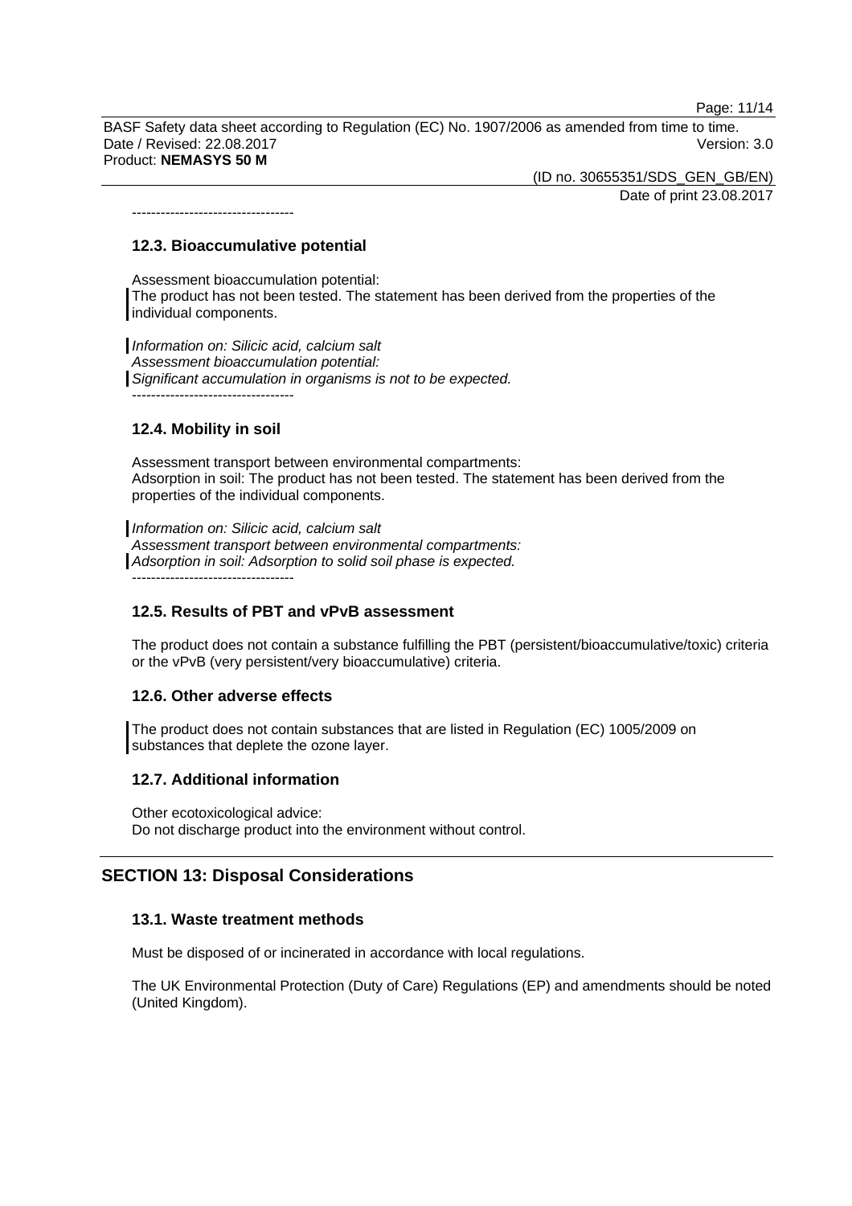----------------------------------

### 12.3. Bioaccumulative potential

Assessment bioaccumulation potential:
The product has not been tested. The statement has been derived from the properties of the individual components.

*Information on: Silicic acid, calcium salt*
*Assessment bioaccumulation potential:*
*Significant accumulation in organisms is not to be expected.*
----------------------------------

### 12.4. Mobility in soil

Assessment transport between environmental compartments:
Adsorption in soil: The product has not been tested. The statement has been derived from the properties of the individual components.

*Information on: Silicic acid, calcium salt*
*Assessment transport between environmental compartments:*
*Adsorption in soil: Adsorption to solid soil phase is expected.*
----------------------------------

### 12.5. Results of PBT and vPvB assessment

The product does not contain a substance fulfilling the PBT (persistent/bioaccumulative/toxic) criteria or the vPvB (very persistent/very bioaccumulative) criteria.

### 12.6. Other adverse effects

The product does not contain substances that are listed in Regulation (EC) 1005/2009 on substances that deplete the ozone layer.

### 12.7. Additional information

Other ecotoxicological advice:
Do not discharge product into the environment without control.

## SECTION 13: Disposal Considerations

### 13.1. Waste treatment methods

Must be disposed of or incinerated in accordance with local regulations.

The UK Environmental Protection (Duty of Care) Regulations (EP) and amendments should be noted (United Kingdom).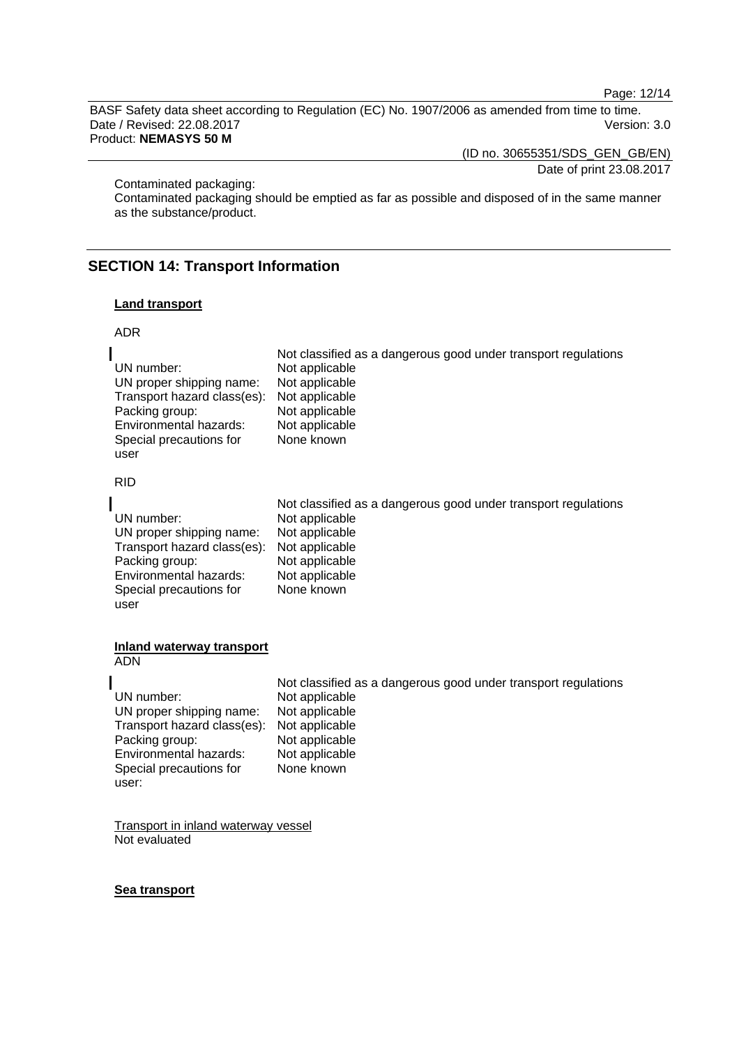Contaminated packaging:
Contaminated packaging should be emptied as far as possible and disposed of in the same manner as the substance/product.

## SECTION 14: Transport Information

**Land transport**

ADR

| | Not classified as a dangerous good under transport regulations |
|---|---|
| UN number: | Not applicable |
| UN proper shipping name: | Not applicable |
| Transport hazard class(es): | Not applicable |
| Packing group: | Not applicable |
| Environmental hazards: | Not applicable |
| Special precautions for user | None known |

RID

| | Not classified as a dangerous good under transport regulations |
|---|---|
| UN number: | Not applicable |
| UN proper shipping name: | Not applicable |
| Transport hazard class(es): | Not applicable |
| Packing group: | Not applicable |
| Environmental hazards: | Not applicable |
| Special precautions for user | None known |

**Inland waterway transport**
ADN

| | Not classified as a dangerous good under transport regulations |
|---|---|
| UN number: | Not applicable |
| UN proper shipping name: | Not applicable |
| Transport hazard class(es): | Not applicable |
| Packing group: | Not applicable |
| Environmental hazards: | Not applicable |
| Special precautions for user: | None known |

Transport in inland waterway vessel
Not evaluated

**Sea transport**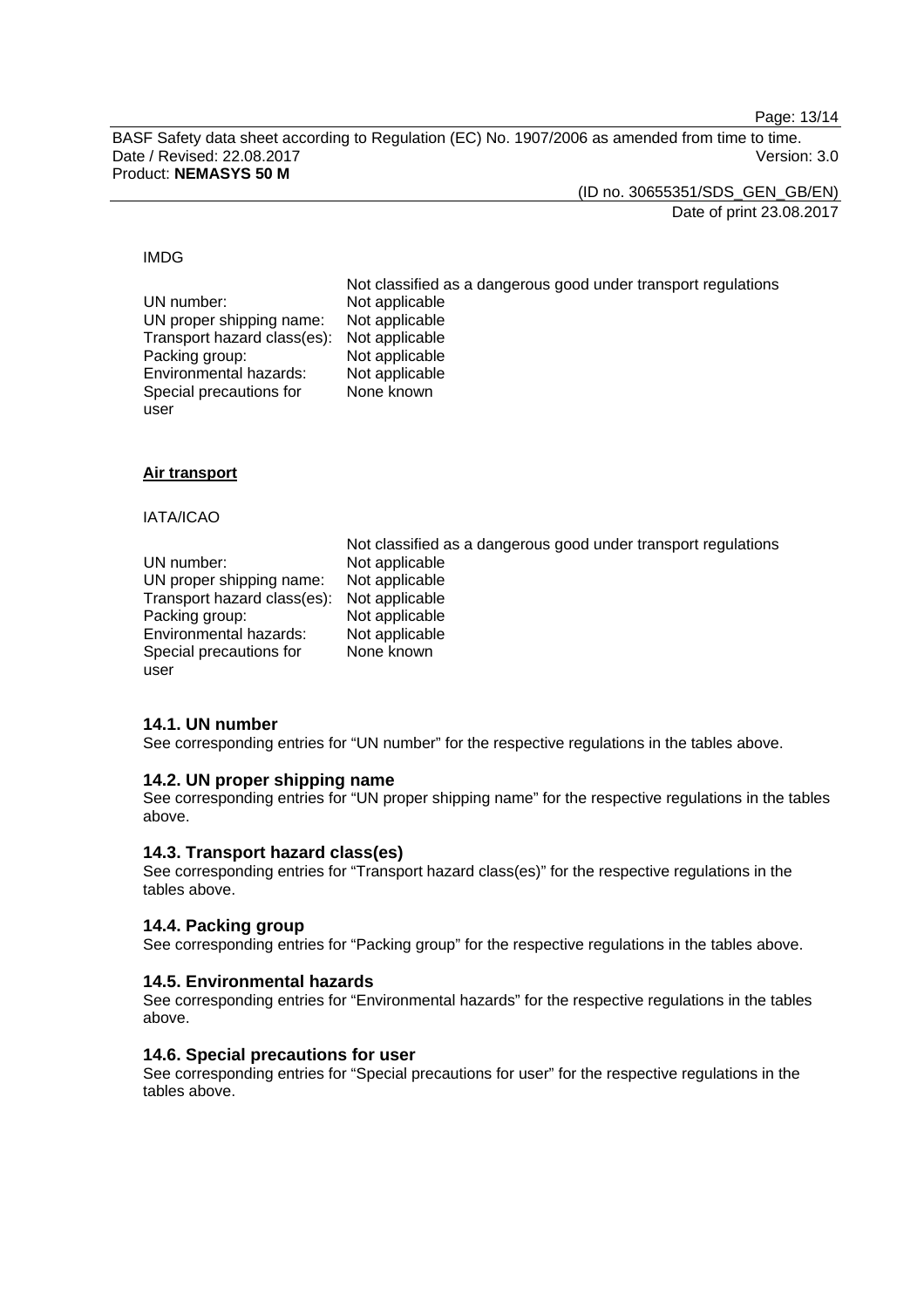IMDG

Not classified as a dangerous good under transport regulations

| | |
|---|---|
| UN number: | Not applicable |
| UN proper shipping name: | Not applicable |
| Transport hazard class(es): | Not applicable |
| Packing group: | Not applicable |
| Environmental hazards: | Not applicable |
| Special precautions for user | None known |

**Air transport**

IATA/ICAO

Not classified as a dangerous good under transport regulations

| | |
|---|---|
| UN number: | Not applicable |
| UN proper shipping name: | Not applicable |
| Transport hazard class(es): | Not applicable |
| Packing group: | Not applicable |
| Environmental hazards: | Not applicable |
| Special precautions for user | None known |

### 14.1. UN number

See corresponding entries for "UN number" for the respective regulations in the tables above.

### 14.2. UN proper shipping name

See corresponding entries for "UN proper shipping name" for the respective regulations in the tables above.

### 14.3. Transport hazard class(es)

See corresponding entries for "Transport hazard class(es)" for the respective regulations in the tables above.

### 14.4. Packing group

See corresponding entries for "Packing group" for the respective regulations in the tables above.

### 14.5. Environmental hazards

See corresponding entries for "Environmental hazards" for the respective regulations in the tables above.

### 14.6. Special precautions for user

See corresponding entries for "Special precautions for user" for the respective regulations in the tables above.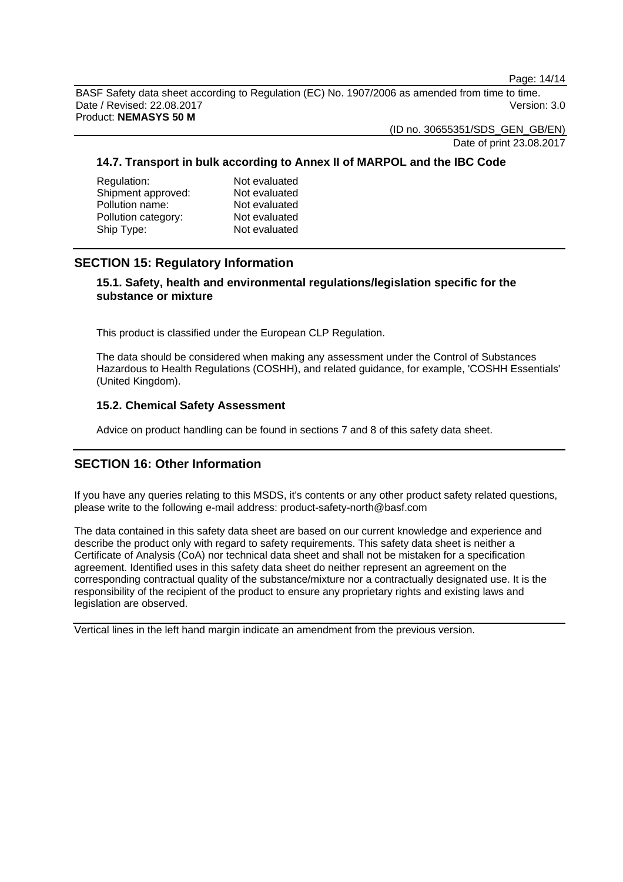### 14.7. Transport in bulk according to Annex II of MARPOL and the IBC Code

| | |
|---|---|
| Regulation: | Not evaluated |
| Shipment approved: | Not evaluated |
| Pollution name: | Not evaluated |
| Pollution category: | Not evaluated |
| Ship Type: | Not evaluated |

## SECTION 15: Regulatory Information

### 15.1. Safety, health and environmental regulations/legislation specific for the substance or mixture

This product is classified under the European CLP Regulation.

The data should be considered when making any assessment under the Control of Substances Hazardous to Health Regulations (COSHH), and related guidance, for example, 'COSHH Essentials' (United Kingdom).

### 15.2. Chemical Safety Assessment

Advice on product handling can be found in sections 7 and 8 of this safety data sheet.

## SECTION 16: Other Information

If you have any queries relating to this MSDS, it's contents or any other product safety related questions, please write to the following e-mail address: product-safety-north@basf.com

The data contained in this safety data sheet are based on our current knowledge and experience and describe the product only with regard to safety requirements. This safety data sheet is neither a Certificate of Analysis (CoA) nor technical data sheet and shall not be mistaken for a specification agreement. Identified uses in this safety data sheet do neither represent an agreement on the corresponding contractual quality of the substance/mixture nor a contractually designated use. It is the responsibility of the recipient of the product to ensure any proprietary rights and existing laws and legislation are observed.

Vertical lines in the left hand margin indicate an amendment from the previous version.